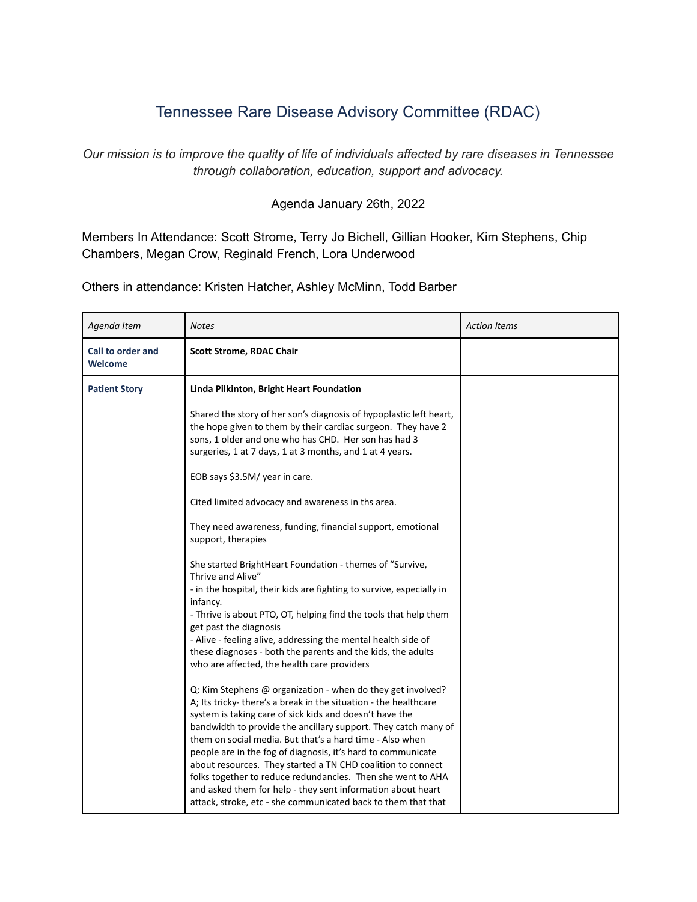# Tennessee Rare Disease Advisory Committee (RDAC)

*Our mission is to improve the quality of life of individuals affected by rare diseases in Tennessee through collaboration, education, support and advocacy.*

Agenda January 26th, 2022

Members In Attendance: Scott Strome, Terry Jo Bichell, Gillian Hooker, Kim Stephens, Chip Chambers, Megan Crow, Reginald French, Lora Underwood

Others in attendance: Kristen Hatcher, Ashley McMinn, Todd Barber

| *Agenda Item* | *Notes* | *Action Items* |
|---|---|---|
| **Call to order and Welcome** | **Scott Strome, RDAC Chair** | |
| **Patient Story** | **Linda Pilkinton, Bright Heart Foundation**<br><br>Shared the story of her son's diagnosis of hypoplastic left heart, the hope given to them by their cardiac surgeon. They have 2 sons, 1 older and one who has CHD. Her son has had 3 surgeries, 1 at 7 days, 1 at 3 months, and 1 at 4 years.<br><br>EOB says $3.5M/ year in care.<br><br>Cited limited advocacy and awareness in ths area.<br><br>They need awareness, funding, financial support, emotional support, therapies<br><br>She started BrightHeart Foundation - themes of "Survive, Thrive and Alive"<br>- in the hospital, their kids are fighting to survive, especially in infancy.<br>- Thrive is about PTO, OT, helping find the tools that help them get past the diagnosis<br>- Alive - feeling alive, addressing the mental health side of these diagnoses - both the parents and the kids, the adults who are affected, the health care providers<br><br>Q: Kim Stephens @ organization - when do they get involved?<br>A; Its tricky- there's a break in the situation - the healthcare system is taking care of sick kids and doesn't have the bandwidth to provide the ancillary support. They catch many of them on social media. But that's a hard time - Also when people are in the fog of diagnosis, it's hard to communicate about resources. They started a TN CHD coalition to connect folks together to reduce redundancies. Then she went to AHA and asked them for help - they sent information about heart attack, stroke, etc - she communicated back to them that that | |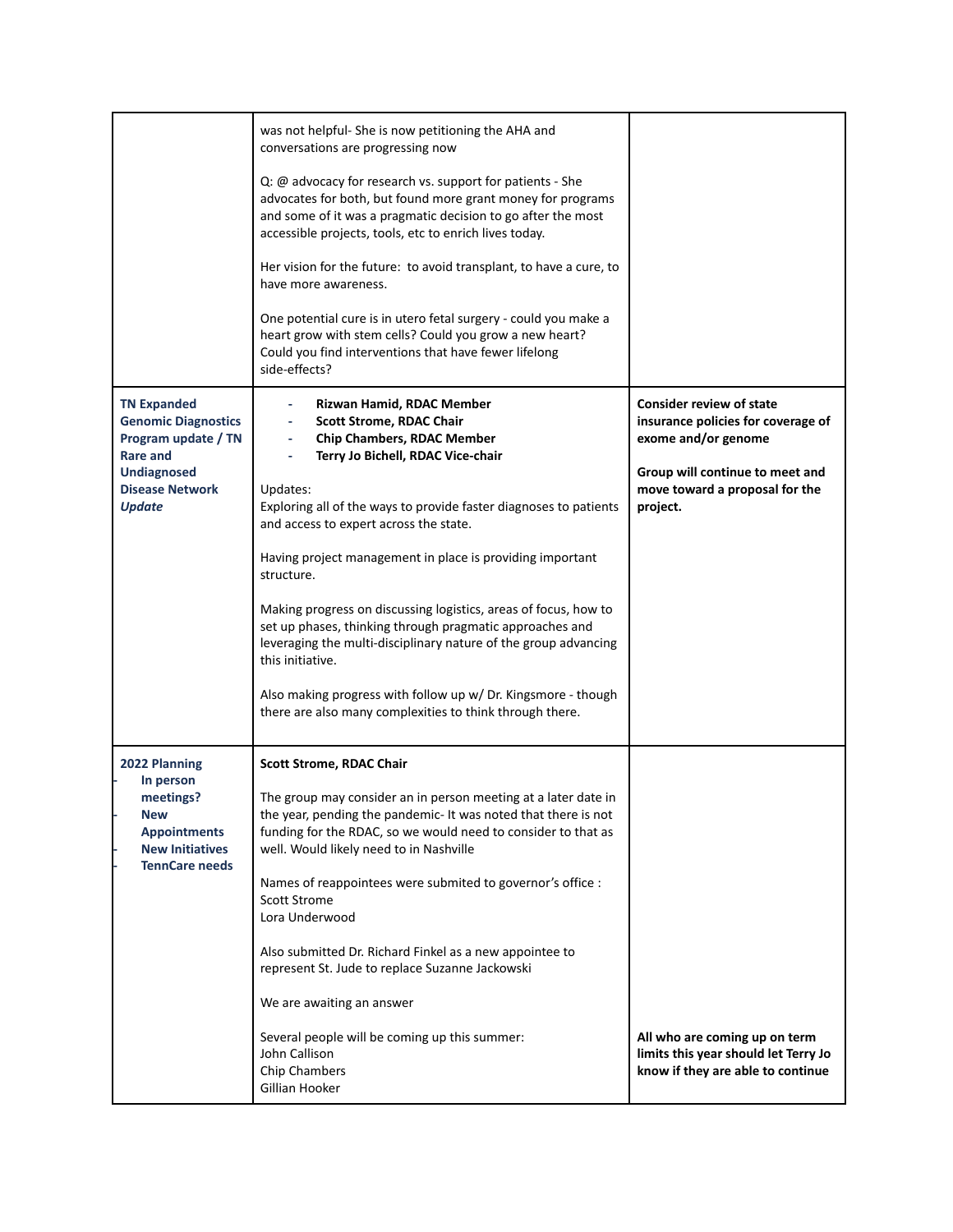| | | |
|---|---|---|
| | was not helpful- She is now petitioning the AHA and conversations are progressing now<br><br>Q: @ advocacy for research vs. support for patients - She advocates for both, but found more grant money for programs and some of it was a pragmatic decision to go after the most accessible projects, tools, etc to enrich lives today.<br><br>Her vision for the future: to avoid transplant, to have a cure, to have more awareness.<br><br>One potential cure is in utero fetal surgery - could you make a heart grow with stem cells? Could you grow a new heart? Could you find interventions that have fewer lifelong side-effects? | |
| **TN Expanded Genomic Diagnostics Program update / TN Rare and Undiagnosed Disease Network *Update*** | - **Rizwan Hamid, RDAC Member**<br>- **Scott Strome, RDAC Chair**<br>- **Chip Chambers, RDAC Member**<br>- **Terry Jo Bichell, RDAC Vice-chair**<br><br>Updates:<br>Exploring all of the ways to provide faster diagnoses to patients and access to expert across the state.<br><br>Having project management in place is providing important structure.<br><br>Making progress on discussing logistics, areas of focus, how to set up phases, thinking through pragmatic approaches and leveraging the multi-disciplinary nature of the group advancing this initiative.<br><br>Also making progress with follow up w/ Dr. Kingsmore - though there are also many complexities to think through there. | **Consider review of state insurance policies for coverage of exome and/or genome**<br><br>**Group will continue to meet and move toward a proposal for the project.** |
| **2022 Planning**<br>- **In person meetings?**<br>- **New Appointments**<br>- **New Initiatives**<br>- **TennCare needs** | **Scott Strome, RDAC Chair**<br><br>The group may consider an in person meeting at a later date in the year, pending the pandemic- It was noted that there is not funding for the RDAC, so we would need to consider to that as well. Would likely need to in Nashville<br><br>Names of reappointees were submited to governor's office :<br>Scott Strome<br>Lora Underwood<br><br>Also submitted Dr. Richard Finkel as a new appointee to represent St. Jude to replace Suzanne Jackowski<br><br>We are awaiting an answer<br><br>Several people will be coming up this summer:<br>John Callison<br>Chip Chambers<br>Gillian Hooker | **All who are coming up on term limits this year should let Terry Jo know if they are able to continue** |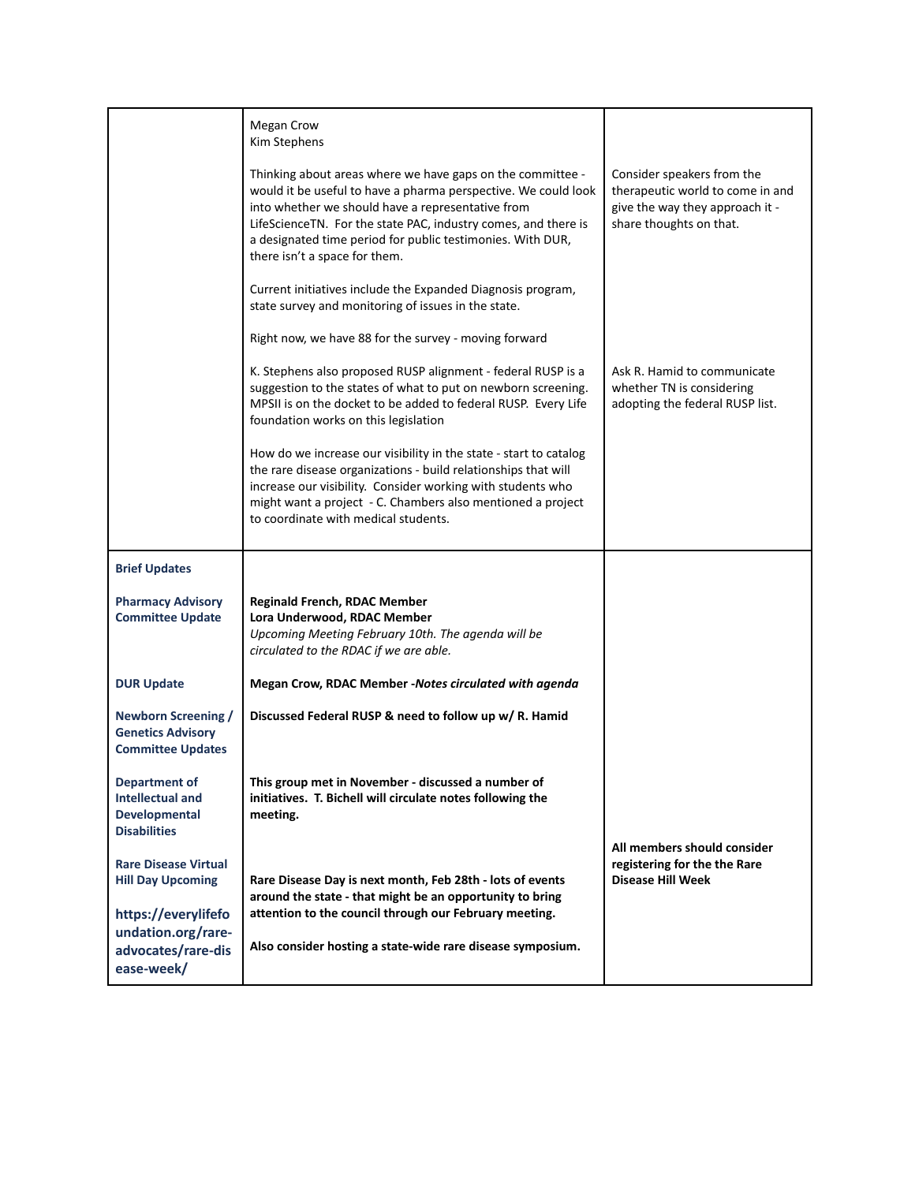| | | |
|---|---|---|
| | Megan Crow<br>Kim Stephens<br><br>Thinking about areas where we have gaps on the committee - would it be useful to have a pharma perspective. We could look into whether we should have a representative from LifeScienceTN. For the state PAC, industry comes, and there is a designated time period for public testimonies. With DUR, there isn't a space for them.<br><br>Current initiatives include the Expanded Diagnosis program, state survey and monitoring of issues in the state.<br><br>Right now, we have 88 for the survey - moving forward<br><br>K. Stephens also proposed RUSP alignment - federal RUSP is a suggestion to the states of what to put on newborn screening. MPSII is on the docket to be added to federal RUSP. Every Life foundation works on this legislation<br><br>How do we increase our visibility in the state - start to catalog the rare disease organizations - build relationships that will increase our visibility. Consider working with students who might want a project - C. Chambers also mentioned a project to coordinate with medical students. | Consider speakers from the therapeutic world to come in and give the way they approach it - share thoughts on that.<br><br>Ask R. Hamid to communicate whether TN is considering adopting the federal RUSP list. |
| **Brief Updates**<br><br>**Pharmacy Advisory Committee Update** | **Reginald French, RDAC Member**<br>**Lora Underwood, RDAC Member**<br>*Upcoming Meeting February 10th. The agenda will be circulated to the RDAC if we are able.* | |
| **DUR Update** | **Megan Crow, RDAC Member -*Notes circulated with agenda*** | |
| **Newborn Screening / Genetics Advisory Committee Updates** | **Discussed Federal RUSP & need to follow up w/ R. Hamid** | |
| **Department of Intellectual and Developmental Disabilities** | **This group met in November - discussed a number of initiatives. T. Bichell will circulate notes following the meeting.** | |
| **Rare Disease Virtual Hill Day Upcoming**<br><br>**https://everylifefoundation.org/rare-advocates/rare-disease-week/** | **Rare Disease Day is next month, Feb 28th - lots of events around the state - that might be an opportunity to bring attention to the council through our February meeting.**<br><br>**Also consider hosting a state-wide rare disease symposium.** | **All members should consider registering for the the Rare Disease Hill Week** |